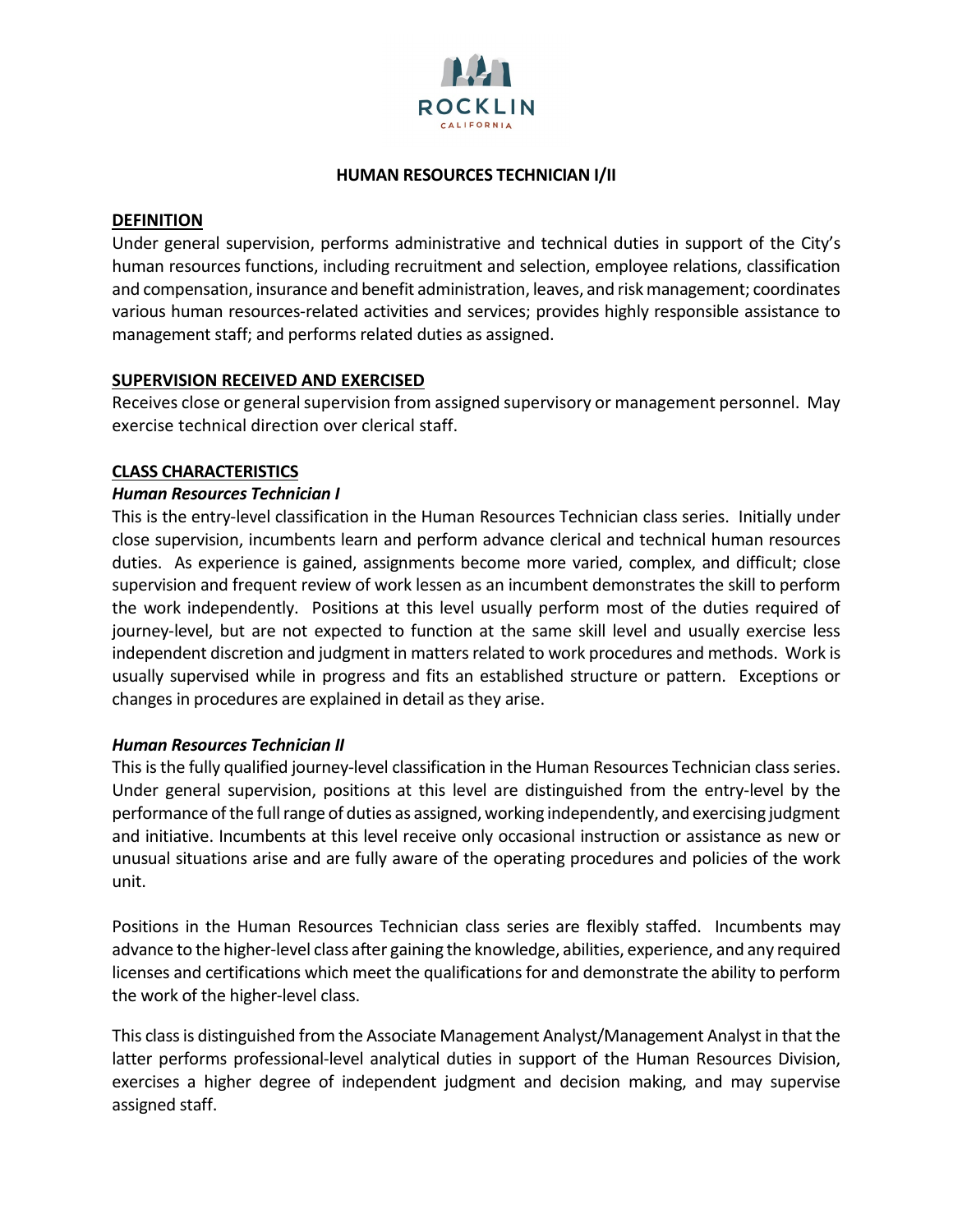ROCKLIN

CALIFORNIA

# HUMAN RESOURCES TECHNICIAN I/II

## DEFINITION

Under general supervision, performs administrative and technical duties in support of the City's human resources functions, including recruitment and selection, employee relations, classification and compensation, insurance and benefit administration, leaves, and risk management; coordinates various human resources-related activities and services; provides highly responsible assistance to management staff; and performs related duties as assigned.

## SUPERVISION RECEIVED AND EXERCISED

Receives close or general supervision from assigned supervisory or management personnel. May exercise technical direction over clerical staff.

## CLASS CHARACTERISTICS

### *Human Resources Technician I*

This is the entry-level classification in the Human Resources Technician class series. Initially under close supervision, incumbents learn and perform advance clerical and technical human resources duties. As experience is gained, assignments become more varied, complex, and difficult; close supervision and frequent review of work lessen as an incumbent demonstrates the skill to perform the work independently. Positions at this level usually perform most of the duties required of journey-level, but are not expected to function at the same skill level and usually exercise less independent discretion and judgment in matters related to work procedures and methods. Work is usually supervised while in progress and fits an established structure or pattern. Exceptions or changes in procedures are explained in detail as they arise.

### *Human Resources Technician II*

This is the fully qualified journey-level classification in the Human Resources Technician class series. Under general supervision, positions at this level are distinguished from the entry-level by the performance of the full range of duties as assigned, working independently, and exercising judgment and initiative. Incumbents at this level receive only occasional instruction or assistance as new or unusual situations arise and are fully aware of the operating procedures and policies of the work unit.

Positions in the Human Resources Technician class series are flexibly staffed. Incumbents may advance to the higher-level class after gaining the knowledge, abilities, experience, and any required licenses and certifications which meet the qualifications for and demonstrate the ability to perform the work of the higher-level class.

This class is distinguished from the Associate Management Analyst/Management Analyst in that the latter performs professional-level analytical duties in support of the Human Resources Division, exercises a higher degree of independent judgment and decision making, and may supervise assigned staff.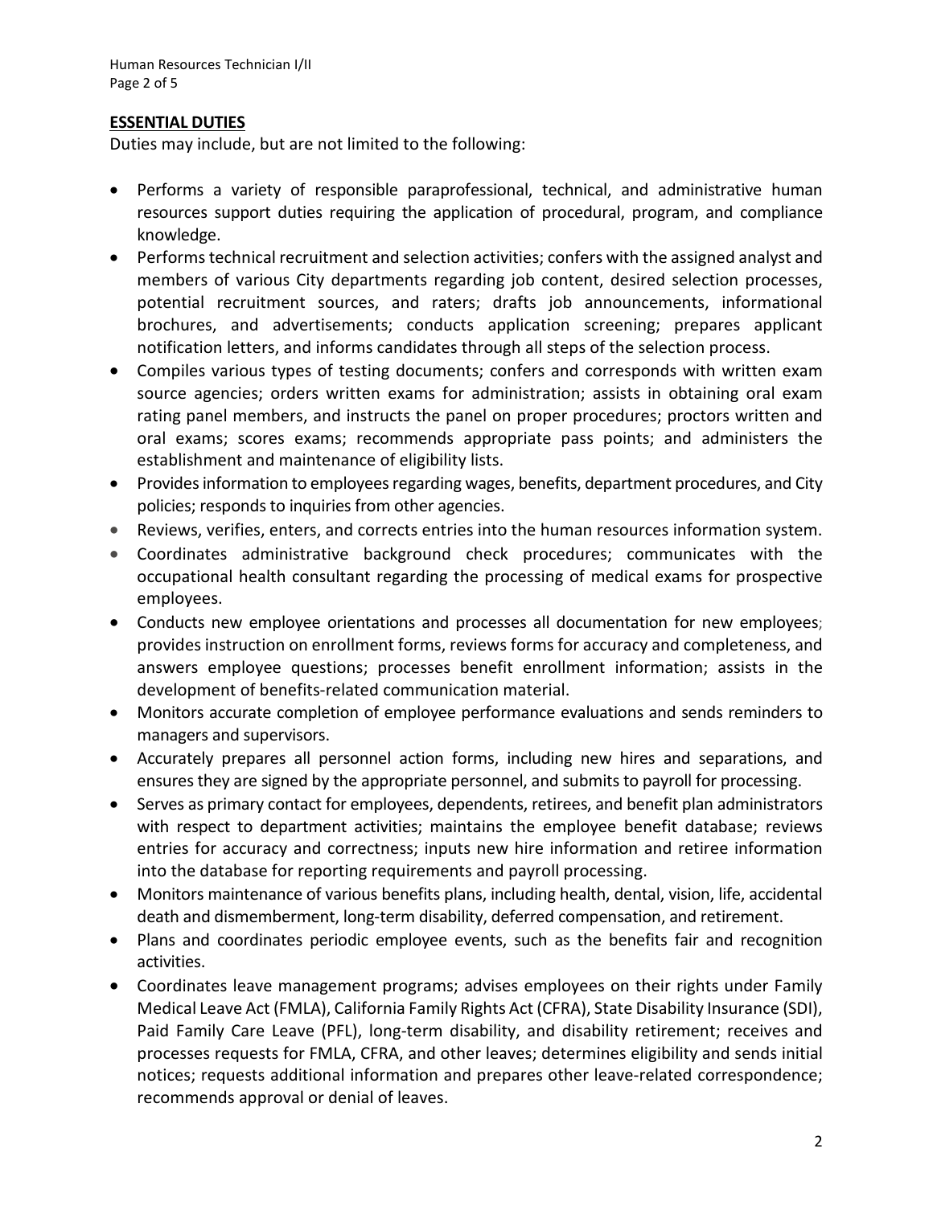## ESSENTIAL DUTIES

Duties may include, but are not limited to the following:

- Performs a variety of responsible paraprofessional, technical, and administrative human resources support duties requiring the application of procedural, program, and compliance knowledge.
- Performs technical recruitment and selection activities; confers with the assigned analyst and members of various City departments regarding job content, desired selection processes, potential recruitment sources, and raters; drafts job announcements, informational brochures, and advertisements; conducts application screening; prepares applicant notification letters, and informs candidates through all steps of the selection process.
- Compiles various types of testing documents; confers and corresponds with written exam source agencies; orders written exams for administration; assists in obtaining oral exam rating panel members, and instructs the panel on proper procedures; proctors written and oral exams; scores exams; recommends appropriate pass points; and administers the establishment and maintenance of eligibility lists.
- Provides information to employees regarding wages, benefits, department procedures, and City policies; responds to inquiries from other agencies.
- Reviews, verifies, enters, and corrects entries into the human resources information system.
- Coordinates administrative background check procedures; communicates with the occupational health consultant regarding the processing of medical exams for prospective employees.
- Conducts new employee orientations and processes all documentation for new employees; provides instruction on enrollment forms, reviews forms for accuracy and completeness, and answers employee questions; processes benefit enrollment information; assists in the development of benefits-related communication material.
- Monitors accurate completion of employee performance evaluations and sends reminders to managers and supervisors.
- Accurately prepares all personnel action forms, including new hires and separations, and ensures they are signed by the appropriate personnel, and submits to payroll for processing.
- Serves as primary contact for employees, dependents, retirees, and benefit plan administrators with respect to department activities; maintains the employee benefit database; reviews entries for accuracy and correctness; inputs new hire information and retiree information into the database for reporting requirements and payroll processing.
- Monitors maintenance of various benefits plans, including health, dental, vision, life, accidental death and dismemberment, long-term disability, deferred compensation, and retirement.
- Plans and coordinates periodic employee events, such as the benefits fair and recognition activities.
- Coordinates leave management programs; advises employees on their rights under Family Medical Leave Act (FMLA), California Family Rights Act (CFRA), State Disability Insurance (SDI), Paid Family Care Leave (PFL), long-term disability, and disability retirement; receives and processes requests for FMLA, CFRA, and other leaves; determines eligibility and sends initial notices; requests additional information and prepares other leave-related correspondence; recommends approval or denial of leaves.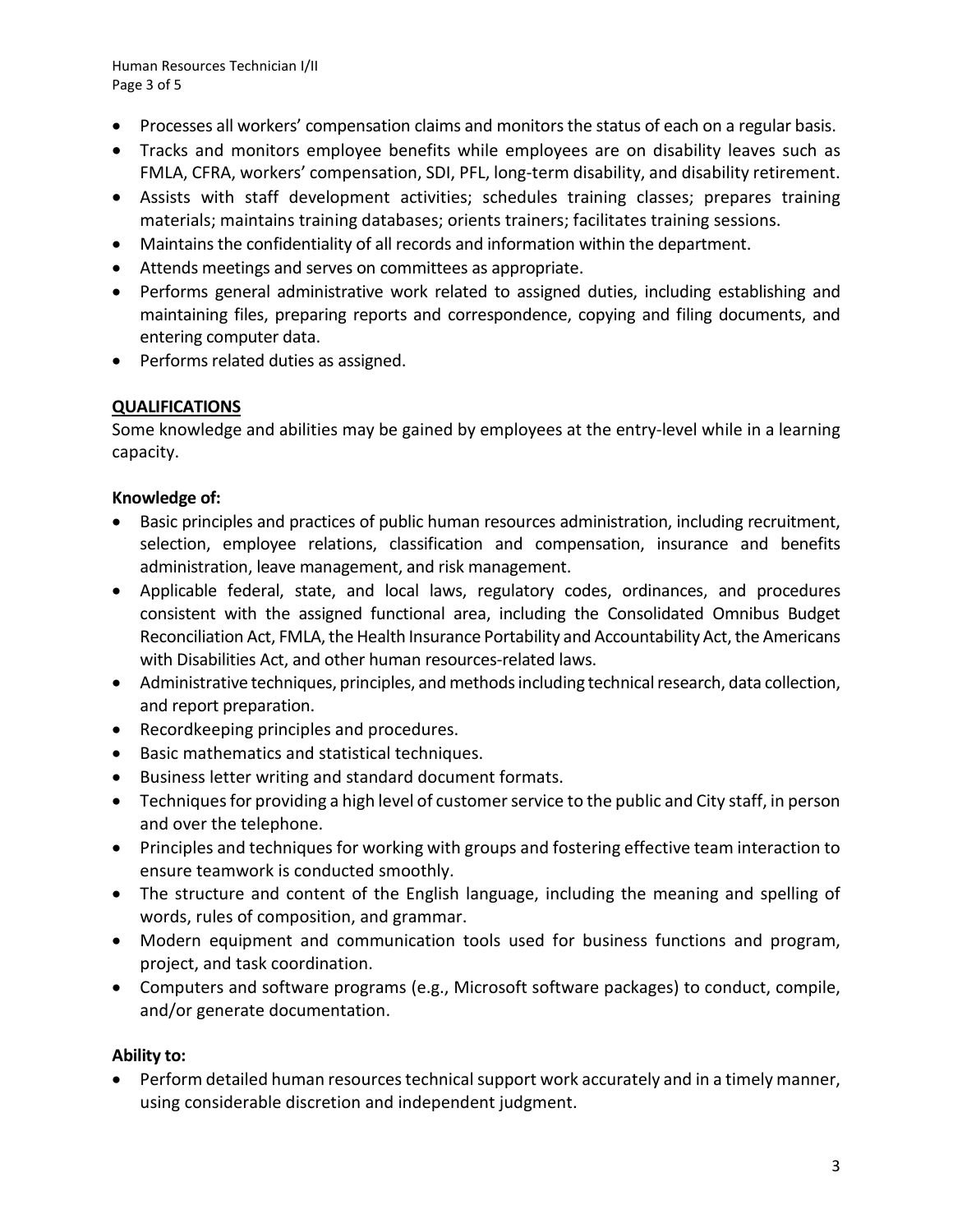- Processes all workers' compensation claims and monitors the status of each on a regular basis.
- Tracks and monitors employee benefits while employees are on disability leaves such as FMLA, CFRA, workers' compensation, SDI, PFL, long-term disability, and disability retirement.
- Assists with staff development activities; schedules training classes; prepares training materials; maintains training databases; orients trainers; facilitates training sessions.
- Maintains the confidentiality of all records and information within the department.
- Attends meetings and serves on committees as appropriate.
- Performs general administrative work related to assigned duties, including establishing and maintaining files, preparing reports and correspondence, copying and filing documents, and entering computer data.
- Performs related duties as assigned.

## QUALIFICATIONS

Some knowledge and abilities may be gained by employees at the entry-level while in a learning capacity.

### Knowledge of:

- Basic principles and practices of public human resources administration, including recruitment, selection, employee relations, classification and compensation, insurance and benefits administration, leave management, and risk management.
- Applicable federal, state, and local laws, regulatory codes, ordinances, and procedures consistent with the assigned functional area, including the Consolidated Omnibus Budget Reconciliation Act, FMLA, the Health Insurance Portability and Accountability Act, the Americans with Disabilities Act, and other human resources-related laws.
- Administrative techniques, principles, and methods including technical research, data collection, and report preparation.
- Recordkeeping principles and procedures.
- Basic mathematics and statistical techniques.
- Business letter writing and standard document formats.
- Techniques for providing a high level of customer service to the public and City staff, in person and over the telephone.
- Principles and techniques for working with groups and fostering effective team interaction to ensure teamwork is conducted smoothly.
- The structure and content of the English language, including the meaning and spelling of words, rules of composition, and grammar.
- Modern equipment and communication tools used for business functions and program, project, and task coordination.
- Computers and software programs (e.g., Microsoft software packages) to conduct, compile, and/or generate documentation.

### Ability to:

- Perform detailed human resources technical support work accurately and in a timely manner, using considerable discretion and independent judgment.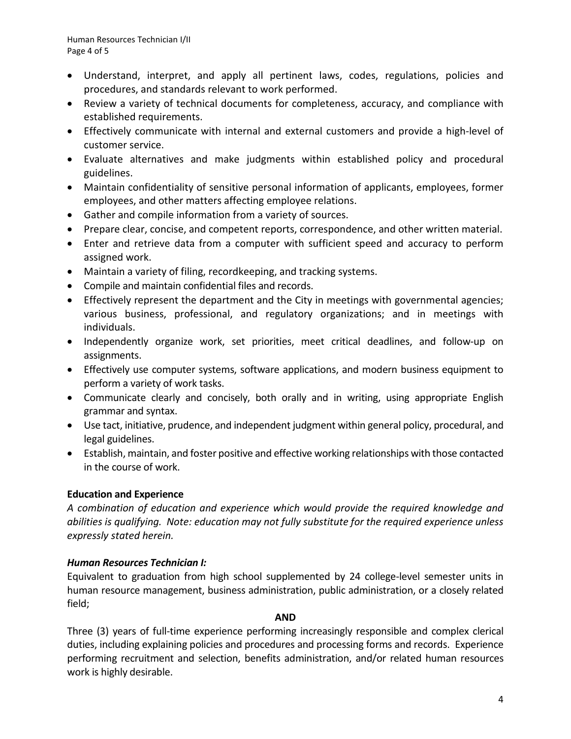- Understand, interpret, and apply all pertinent laws, codes, regulations, policies and procedures, and standards relevant to work performed.
- Review a variety of technical documents for completeness, accuracy, and compliance with established requirements.
- Effectively communicate with internal and external customers and provide a high-level of customer service.
- Evaluate alternatives and make judgments within established policy and procedural guidelines.
- Maintain confidentiality of sensitive personal information of applicants, employees, former employees, and other matters affecting employee relations.
- Gather and compile information from a variety of sources.
- Prepare clear, concise, and competent reports, correspondence, and other written material.
- Enter and retrieve data from a computer with sufficient speed and accuracy to perform assigned work.
- Maintain a variety of filing, recordkeeping, and tracking systems.
- Compile and maintain confidential files and records.
- Effectively represent the department and the City in meetings with governmental agencies; various business, professional, and regulatory organizations; and in meetings with individuals.
- Independently organize work, set priorities, meet critical deadlines, and follow-up on assignments.
- Effectively use computer systems, software applications, and modern business equipment to perform a variety of work tasks.
- Communicate clearly and concisely, both orally and in writing, using appropriate English grammar and syntax.
- Use tact, initiative, prudence, and independent judgment within general policy, procedural, and legal guidelines.
- Establish, maintain, and foster positive and effective working relationships with those contacted in the course of work.

**Education and Experience**

*A combination of education and experience which would provide the required knowledge and abilities is qualifying. Note: education may not fully substitute for the required experience unless expressly stated herein.*

***Human Resources Technician I:***

Equivalent to graduation from high school supplemented by 24 college-level semester units in human resource management, business administration, public administration, or a closely related field;

**AND**

Three (3) years of full-time experience performing increasingly responsible and complex clerical duties, including explaining policies and procedures and processing forms and records. Experience performing recruitment and selection, benefits administration, and/or related human resources work is highly desirable.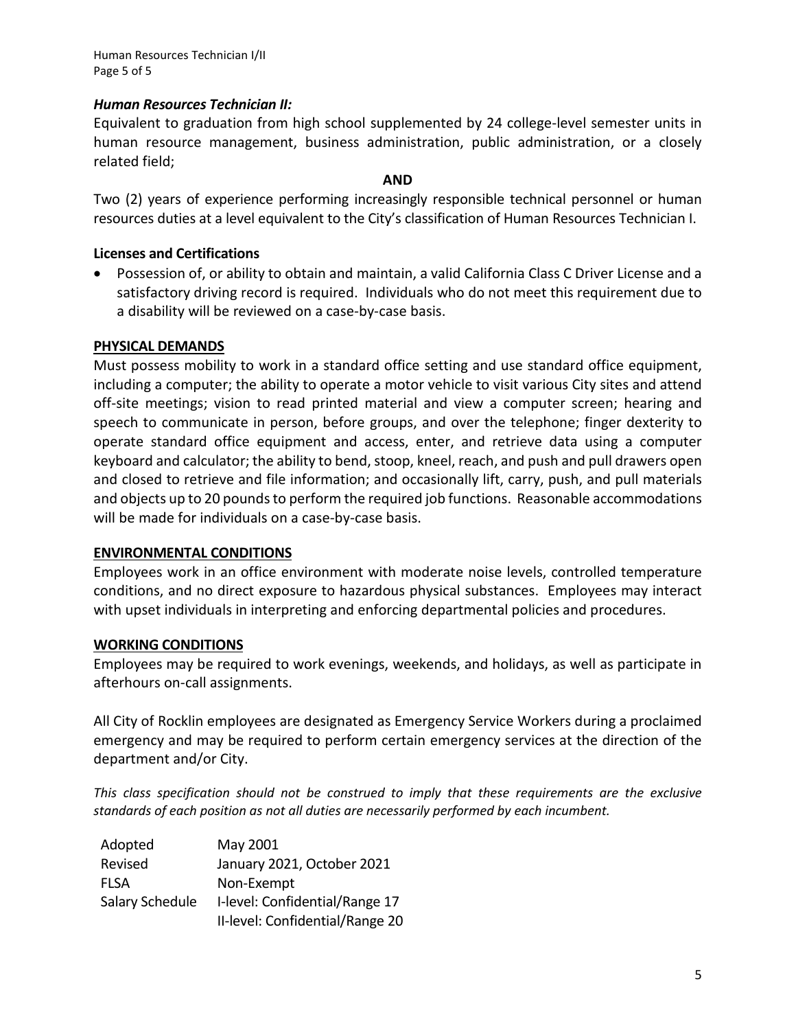### *Human Resources Technician II:*

Equivalent to graduation from high school supplemented by 24 college-level semester units in human resource management, business administration, public administration, or a closely related field;

**AND**

Two (2) years of experience performing increasingly responsible technical personnel or human resources duties at a level equivalent to the City's classification of Human Resources Technician I.

### Licenses and Certifications

- Possession of, or ability to obtain and maintain, a valid California Class C Driver License and a satisfactory driving record is required. Individuals who do not meet this requirement due to a disability will be reviewed on a case-by-case basis.

## PHYSICAL DEMANDS

Must possess mobility to work in a standard office setting and use standard office equipment, including a computer; the ability to operate a motor vehicle to visit various City sites and attend off-site meetings; vision to read printed material and view a computer screen; hearing and speech to communicate in person, before groups, and over the telephone; finger dexterity to operate standard office equipment and access, enter, and retrieve data using a computer keyboard and calculator; the ability to bend, stoop, kneel, reach, and push and pull drawers open and closed to retrieve and file information; and occasionally lift, carry, push, and pull materials and objects up to 20 pounds to perform the required job functions. Reasonable accommodations will be made for individuals on a case-by-case basis.

## ENVIRONMENTAL CONDITIONS

Employees work in an office environment with moderate noise levels, controlled temperature conditions, and no direct exposure to hazardous physical substances. Employees may interact with upset individuals in interpreting and enforcing departmental policies and procedures.

## WORKING CONDITIONS

Employees may be required to work evenings, weekends, and holidays, as well as participate in afterhours on-call assignments.

All City of Rocklin employees are designated as Emergency Service Workers during a proclaimed emergency and may be required to perform certain emergency services at the direction of the department and/or City.

*This class specification should not be construed to imply that these requirements are the exclusive standards of each position as not all duties are necessarily performed by each incumbent.*

| | |
|---|---|
| Adopted | May 2001 |
| Revised | January 2021, October 2021 |
| FLSA | Non-Exempt |
| Salary Schedule | I-level: Confidential/Range 17<br>II-level: Confidential/Range 20 |